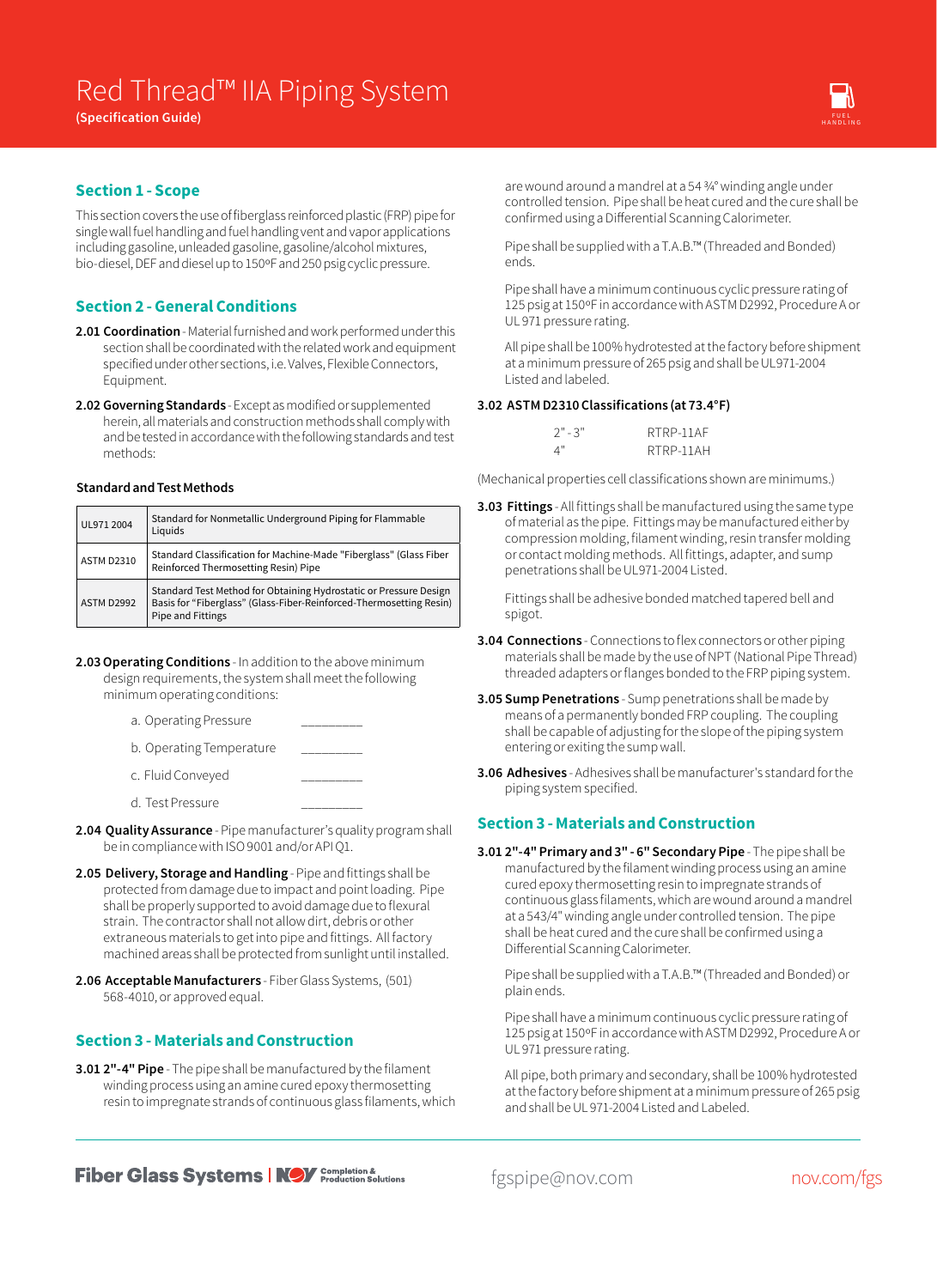# Red Thread™ IIA Piping System

(Specification Guide)

## Section 1 - Scope

This section covers the use of fiberglass reinforced plastic (FRP) pipe for single wall fuel handling and fuel handling vent and vapor applications including gasoline, unleaded gasoline, gasoline/alcohol mixtures, bio-diesel, DEF and diesel up to 150ºF and 250 psig cyclic pressure.

## Section 2 - General Conditions

**2.01 Coordination** - Material furnished and work performed under this section shall be coordinated with the related work and equipment specified under other sections, i.e. Valves, Flexible Connectors, Equipment.

**2.02 Governing Standards** - Except as modified or supplemented herein, all materials and construction methods shall comply with and be tested in accordance with the following standards and test methods:

**Standard and Test Methods**

| | |
|---|---|
| UL971 2004 | Standard for Nonmetallic Underground Piping for Flammable Liquids |
| ASTM D2310 | Standard Classification for Machine-Made "Fiberglass" (Glass Fiber Reinforced Thermosetting Resin) Pipe |
| ASTM D2992 | Standard Test Method for Obtaining Hydrostatic or Pressure Design Basis for "Fiberglass" (Glass-Fiber-Reinforced-Thermosetting Resin) Pipe and Fittings |

**2.03 Operating Conditions** - In addition to the above minimum design requirements, the system shall meet the following minimum operating conditions:

a. Operating Pressure __________

b. Operating Temperature __________

c. Fluid Conveyed __________

d. Test Pressure __________

**2.04 Quality Assurance** - Pipe manufacturer's quality program shall be in compliance with ISO 9001 and/or API Q1.

**2.05 Delivery, Storage and Handling** - Pipe and fittings shall be protected from damage due to impact and point loading. Pipe shall be properly supported to avoid damage due to flexural strain. The contractor shall not allow dirt, debris or other extraneous materials to get into pipe and fittings. All factory machined areas shall be protected from sunlight until installed.

**2.06 Acceptable Manufacturers** - Fiber Glass Systems, (501) 568-4010, or approved equal.

## Section 3 - Materials and Construction

**3.01 2"-4" Pipe** - The pipe shall be manufactured by the filament winding process using an amine cured epoxy thermosetting resin to impregnate strands of continuous glass filaments, which are wound around a mandrel at a 54 ¾° winding angle under controlled tension. Pipe shall be heat cured and the cure shall be confirmed using a Differential Scanning Calorimeter.

Pipe shall be supplied with a T.A.B.™ (Threaded and Bonded) ends.

Pipe shall have a minimum continuous cyclic pressure rating of 125 psig at 150ºF in accordance with ASTM D2992, Procedure A or UL 971 pressure rating.

All pipe shall be 100% hydrotested at the factory before shipment at a minimum pressure of 265 psig and shall be UL971-2004 Listed and labeled.

**3.02 ASTM D2310 Classifications (at 73.4°F)**

| | |
|---|---|
| 2" - 3" | RTRP-11AF |
| 4" | RTRP-11AH |

(Mechanical properties cell classifications shown are minimums.)

**3.03 Fittings** - All fittings shall be manufactured using the same type of material as the pipe. Fittings may be manufactured either by compression molding, filament winding, resin transfer molding or contact molding methods. All fittings, adapter, and sump penetrations shall be UL971-2004 Listed.

Fittings shall be adhesive bonded matched tapered bell and spigot.

**3.04 Connections** - Connections to flex connectors or other piping materials shall be made by the use of NPT (National Pipe Thread) threaded adapters or flanges bonded to the FRP piping system.

**3.05 Sump Penetrations** - Sump penetrations shall be made by means of a permanently bonded FRP coupling. The coupling shall be capable of adjusting for the slope of the piping system entering or exiting the sump wall.

**3.06 Adhesives** - Adhesives shall be manufacturer's standard for the piping system specified.

## Section 3 - Materials and Construction

**3.01 2"-4" Primary and 3" - 6" Secondary Pipe** - The pipe shall be manufactured by the filament winding process using an amine cured epoxy thermosetting resin to impregnate strands of continuous glass filaments, which are wound around a mandrel at a 543/4" winding angle under controlled tension. The pipe shall be heat cured and the cure shall be confirmed using a Differential Scanning Calorimeter.

Pipe shall be supplied with a T.A.B.™ (Threaded and Bonded) or plain ends.

Pipe shall have a minimum continuous cyclic pressure rating of 125 psig at 150ºF in accordance with ASTM D2992, Procedure A or UL 971 pressure rating.

All pipe, both primary and secondary, shall be 100% hydrotested at the factory before shipment at a minimum pressure of 265 psig and shall be UL 971-2004 Listed and Labeled.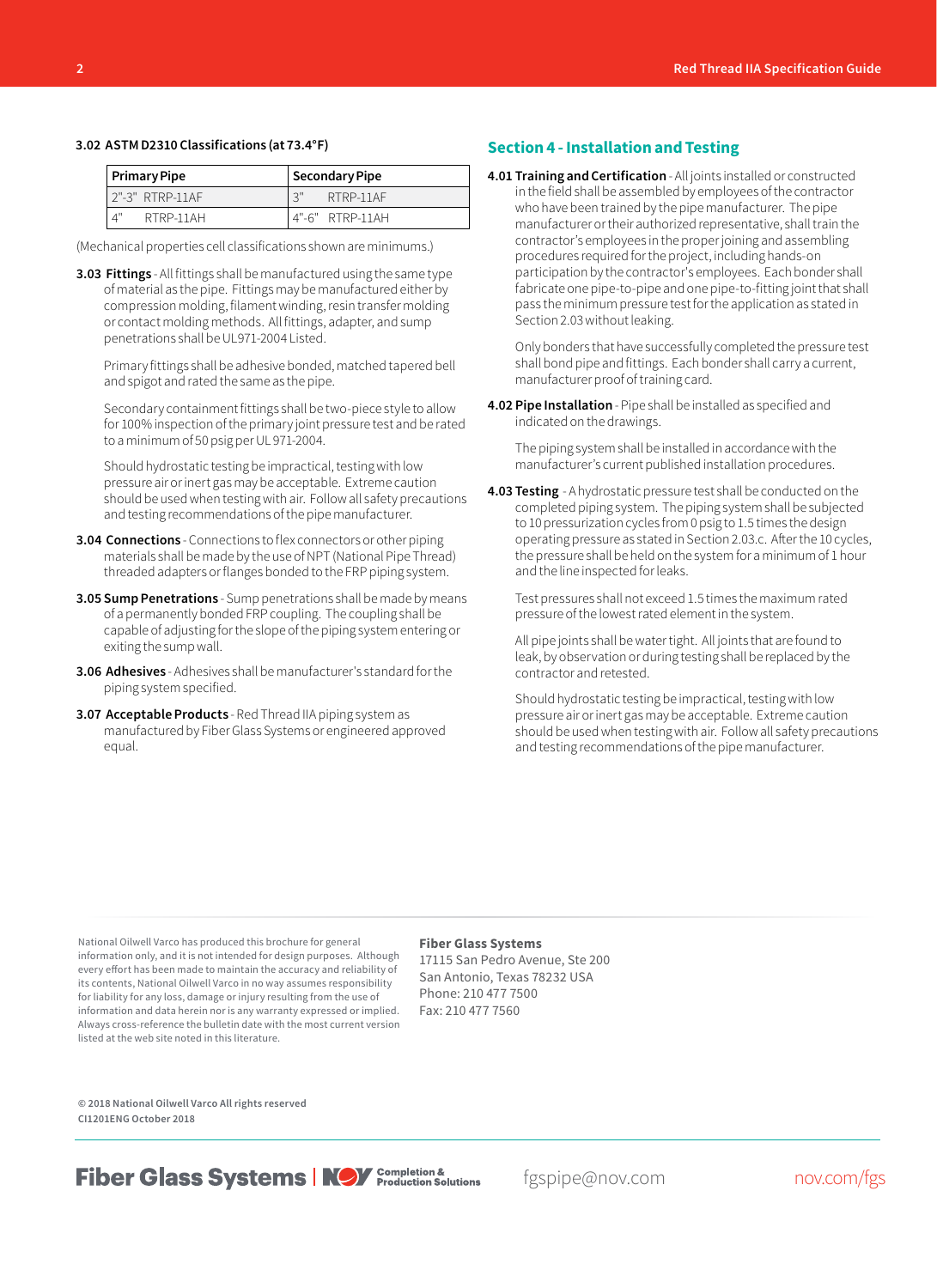**3.02 ASTM D2310 Classifications (at 73.4°F)**

| Primary Pipe | Secondary Pipe |
|---|---|
| 2"-3" RTRP-11AF | 3" RTRP-11AF |
| 4" RTRP-11AH | 4"-6" RTRP-11AH |

(Mechanical properties cell classifications shown are minimums.)

**3.03 Fittings** - All fittings shall be manufactured using the same type of material as the pipe. Fittings may be manufactured either by compression molding, filament winding, resin transfer molding or contact molding methods. All fittings, adapter, and sump penetrations shall be UL971-2004 Listed.

Primary fittings shall be adhesive bonded, matched tapered bell and spigot and rated the same as the pipe.

Secondary containment fittings shall be two-piece style to allow for 100% inspection of the primary joint pressure test and be rated to a minimum of 50 psig per UL 971-2004.

Should hydrostatic testing be impractical, testing with low pressure air or inert gas may be acceptable. Extreme caution should be used when testing with air. Follow all safety precautions and testing recommendations of the pipe manufacturer.

**3.04 Connections** - Connections to flex connectors or other piping materials shall be made by the use of NPT (National Pipe Thread) threaded adapters or flanges bonded to the FRP piping system.

**3.05 Sump Penetrations** - Sump penetrations shall be made by means of a permanently bonded FRP coupling. The coupling shall be capable of adjusting for the slope of the piping system entering or exiting the sump wall.

**3.06 Adhesives** - Adhesives shall be manufacturer's standard for the piping system specified.

**3.07 Acceptable Products** - Red Thread IIA piping system as manufactured by Fiber Glass Systems or engineered approved equal.

## Section 4 - Installation and Testing

**4.01 Training and Certification** - All joints installed or constructed in the field shall be assembled by employees of the contractor who have been trained by the pipe manufacturer. The pipe manufacturer or their authorized representative, shall train the contractor's employees in the proper joining and assembling procedures required for the project, including hands-on participation by the contractor's employees. Each bonder shall fabricate one pipe-to-pipe and one pipe-to-fitting joint that shall pass the minimum pressure test for the application as stated in Section 2.03 without leaking.

Only bonders that have successfully completed the pressure test shall bond pipe and fittings. Each bonder shall carry a current, manufacturer proof of training card.

**4.02 Pipe Installation** - Pipe shall be installed as specified and indicated on the drawings.

The piping system shall be installed in accordance with the manufacturer's current published installation procedures.

**4.03 Testing** - A hydrostatic pressure test shall be conducted on the completed piping system. The piping system shall be subjected to 10 pressurization cycles from 0 psig to 1.5 times the design operating pressure as stated in Section 2.03.c. After the 10 cycles, the pressure shall be held on the system for a minimum of 1 hour and the line inspected for leaks.

Test pressures shall not exceed 1.5 times the maximum rated pressure of the lowest rated element in the system.

All pipe joints shall be water tight. All joints that are found to leak, by observation or during testing shall be replaced by the contractor and retested.

Should hydrostatic testing be impractical, testing with low pressure air or inert gas may be acceptable. Extreme caution should be used when testing with air. Follow all safety precautions and testing recommendations of the pipe manufacturer.

National Oilwell Varco has produced this brochure for general information only, and it is not intended for design purposes. Although every effort has been made to maintain the accuracy and reliability of its contents, National Oilwell Varco in no way assumes responsibility for liability for any loss, damage or injury resulting from the use of information and data herein nor is any warranty expressed or implied. Always cross-reference the bulletin date with the most current version listed at the web site noted in this literature.

**Fiber Glass Systems**
17115 San Pedro Avenue, Ste 200
San Antonio, Texas 78232 USA
Phone: 210 477 7500
Fax: 210 477 7560

© 2018 National Oilwell Varco All rights reserved
CI1201ENG October 2018

Fiber Glass Systems | NOV Completion & Production Solutions    fgspipe@nov.com    nov.com/fgs